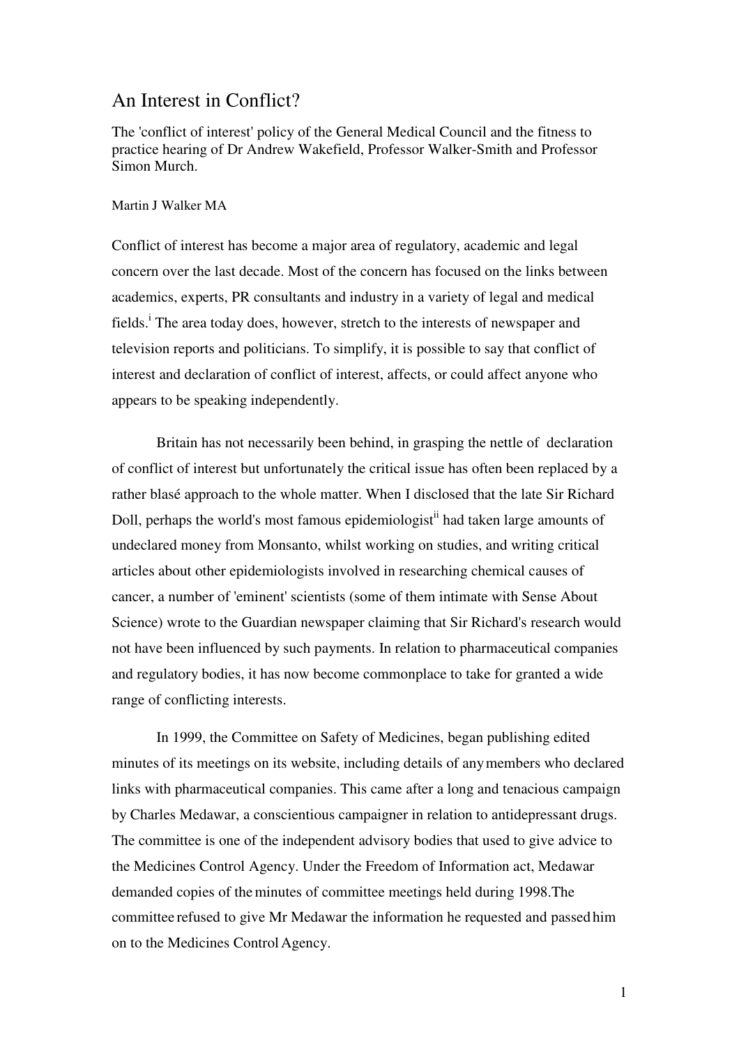# An Interest in Conflict?

The 'conflict of interest' policy of the General Medical Council and the fitness to practice hearing of Dr Andrew Wakefield, Professor Walker-Smith and Professor Simon Murch.

Martin J Walker MA

Conflict of interest has become a major area of regulatory, academic and legal concern over the last decade. Most of the concern has focused on the links between academics, experts, PR consultants and industry in a variety of legal and medical fields.[i] The area today does, however, stretch to the interests of newspaper and television reports and politicians. To simplify, it is possible to say that conflict of interest and declaration of conflict of interest, affects, or could affect anyone who appears to be speaking independently.

Britain has not necessarily been behind, in grasping the nettle of declaration of conflict of interest but unfortunately the critical issue has often been replaced by a rather blasé approach to the whole matter. When I disclosed that the late Sir Richard Doll, perhaps the world's most famous epidemiologist[ii] had taken large amounts of undeclared money from Monsanto, whilst working on studies, and writing critical articles about other epidemiologists involved in researching chemical causes of cancer, a number of 'eminent' scientists (some of them intimate with Sense About Science) wrote to the Guardian newspaper claiming that Sir Richard's research would not have been influenced by such payments. In relation to pharmaceutical companies and regulatory bodies, it has now become commonplace to take for granted a wide range of conflicting interests.

In 1999, the Committee on Safety of Medicines, began publishing edited minutes of its meetings on its website, including details of any members who declared links with pharmaceutical companies. This came after a long and tenacious campaign by Charles Medawar, a conscientious campaigner in relation to antidepressant drugs. The committee is one of the independent advisory bodies that used to give advice to the Medicines Control Agency. Under the Freedom of Information act, Medawar demanded copies of the minutes of committee meetings held during 1998.The committee refused to give Mr Medawar the information he requested and passed him on to the Medicines Control Agency.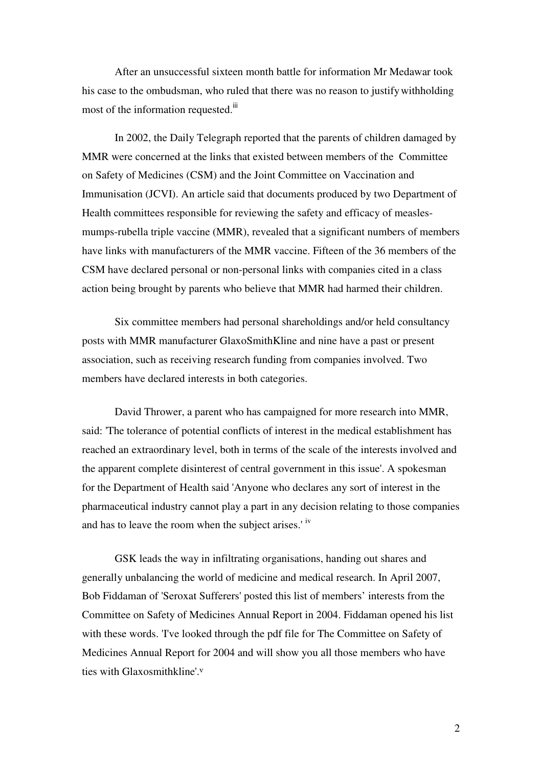After an unsuccessful sixteen month battle for information Mr Medawar took his case to the ombudsman, who ruled that there was no reason to justify withholding most of the information requested.[iii]

In 2002, the Daily Telegraph reported that the parents of children damaged by MMR were concerned at the links that existed between members of the Committee on Safety of Medicines (CSM) and the Joint Committee on Vaccination and Immunisation (JCVI). An article said that documents produced by two Department of Health committees responsible for reviewing the safety and efficacy of measles-mumps-rubella triple vaccine (MMR), revealed that a significant numbers of members have links with manufacturers of the MMR vaccine. Fifteen of the 36 members of the CSM have declared personal or non-personal links with companies cited in a class action being brought by parents who believe that MMR had harmed their children.

Six committee members had personal shareholdings and/or held consultancy posts with MMR manufacturer GlaxoSmithKline and nine have a past or present association, such as receiving research funding from companies involved. Two members have declared interests in both categories.

David Thrower, a parent who has campaigned for more research into MMR, said: 'The tolerance of potential conflicts of interest in the medical establishment has reached an extraordinary level, both in terms of the scale of the interests involved and the apparent complete disinterest of central government in this issue'. A spokesman for the Department of Health said 'Anyone who declares any sort of interest in the pharmaceutical industry cannot play a part in any decision relating to those companies and has to leave the room when the subject arises.' [iv]

GSK leads the way in infiltrating organisations, handing out shares and generally unbalancing the world of medicine and medical research. In April 2007, Bob Fiddaman of 'Seroxat Sufferers' posted this list of members' interests from the Committee on Safety of Medicines Annual Report in 2004. Fiddaman opened his list with these words. 'I've looked through the pdf file for The Committee on Safety of Medicines Annual Report for 2004 and will show you all those members who have ties with Glaxosmithkline'.[v]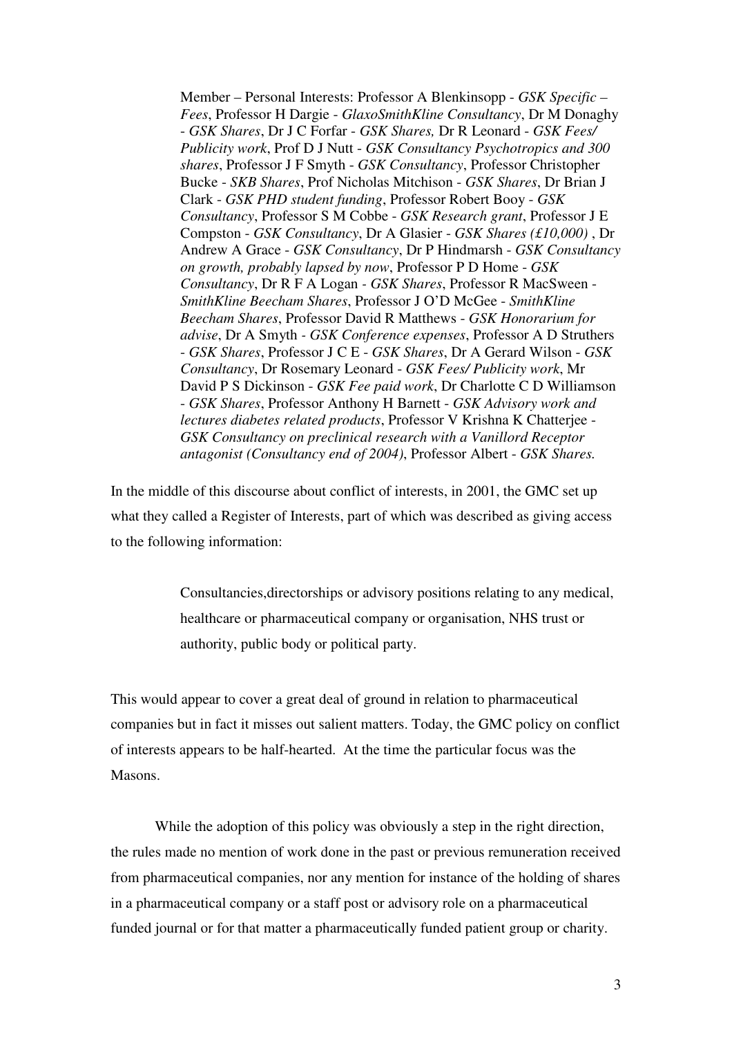> Member – Personal Interests: Professor A Blenkinsopp - *GSK Specific – Fees*, Professor H Dargie - *GlaxoSmithKline Consultancy*, Dr M Donaghy - *GSK Shares*, Dr J C Forfar - *GSK Shares,* Dr R Leonard - *GSK Fees/ Publicity work*, Prof D J Nutt - *GSK Consultancy Psychotropics and 300 shares*, Professor J F Smyth - *GSK Consultancy*, Professor Christopher Bucke - *SKB Shares*, Prof Nicholas Mitchison - *GSK Shares*, Dr Brian J Clark - *GSK PHD student funding*, Professor Robert Booy - *GSK Consultancy*, Professor S M Cobbe - *GSK Research grant*, Professor J E Compston - *GSK Consultancy*, Dr A Glasier - *GSK Shares (£10,000)* , Dr Andrew A Grace - *GSK Consultancy*, Dr P Hindmarsh - *GSK Consultancy on growth, probably lapsed by now*, Professor P D Home - *GSK Consultancy*, Dr R F A Logan - *GSK Shares*, Professor R MacSween - *SmithKline Beecham Shares*, Professor J O'D McGee - *SmithKline Beecham Shares*, Professor David R Matthews - *GSK Honorarium for advise*, Dr A Smyth - *GSK Conference expenses*, Professor A D Struthers - *GSK Shares*, Professor J C E - *GSK Shares*, Dr A Gerard Wilson - *GSK Consultancy*, Dr Rosemary Leonard - *GSK Fees/ Publicity work*, Mr David P S Dickinson - *GSK Fee paid work*, Dr Charlotte C D Williamson - *GSK Shares*, Professor Anthony H Barnett - *GSK Advisory work and lectures diabetes related products*, Professor V Krishna K Chatterjee - *GSK Consultancy on preclinical research with a Vanillord Receptor antagonist (Consultancy end of 2004)*, Professor Albert - *GSK Shares.*

In the middle of this discourse about conflict of interests, in 2001, the GMC set up what they called a Register of Interests, part of which was described as giving access to the following information:

> Consultancies,directorships or advisory positions relating to any medical, healthcare or pharmaceutical company or organisation, NHS trust or authority, public body or political party.

This would appear to cover a great deal of ground in relation to pharmaceutical companies but in fact it misses out salient matters. Today, the GMC policy on conflict of interests appears to be half-hearted. At the time the particular focus was the Masons.

While the adoption of this policy was obviously a step in the right direction, the rules made no mention of work done in the past or previous remuneration received from pharmaceutical companies, nor any mention for instance of the holding of shares in a pharmaceutical company or a staff post or advisory role on a pharmaceutical funded journal or for that matter a pharmaceutically funded patient group or charity.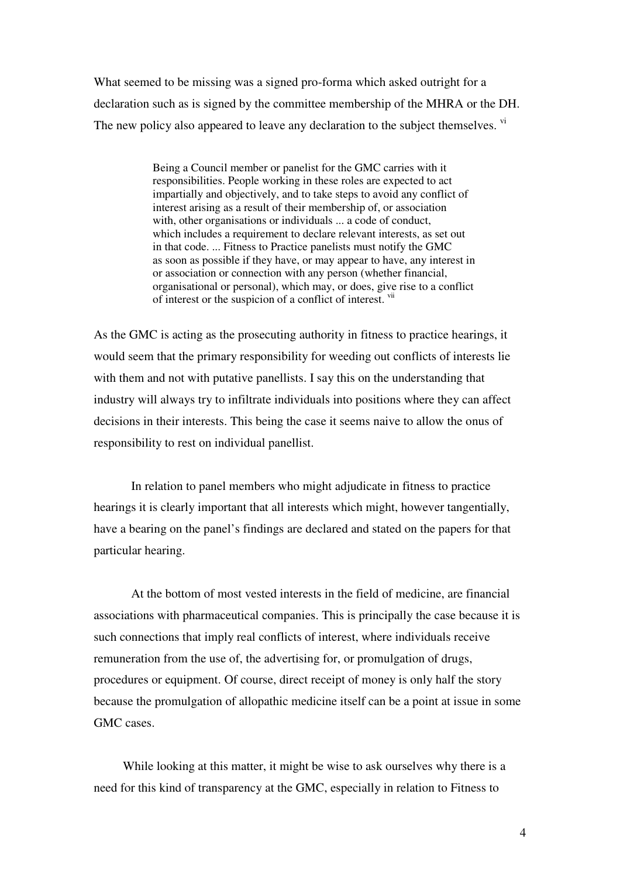What seemed to be missing was a signed pro-forma which asked outright for a declaration such as is signed by the committee membership of the MHRA or the DH. The new policy also appeared to leave any declaration to the subject themselves. [vi]

> Being a Council member or panelist for the GMC carries with it responsibilities. People working in these roles are expected to act impartially and objectively, and to take steps to avoid any conflict of interest arising as a result of their membership of, or association with, other organisations or individuals ... a code of conduct, which includes a requirement to declare relevant interests, as set out in that code. ... Fitness to Practice panelists must notify the GMC as soon as possible if they have, or may appear to have, any interest in or association or connection with any person (whether financial, organisational or personal), which may, or does, give rise to a conflict of interest or the suspicion of a conflict of interest. [vii]

As the GMC is acting as the prosecuting authority in fitness to practice hearings, it would seem that the primary responsibility for weeding out conflicts of interests lie with them and not with putative panellists. I say this on the understanding that industry will always try to infiltrate individuals into positions where they can affect decisions in their interests. This being the case it seems naive to allow the onus of responsibility to rest on individual panellist.

In relation to panel members who might adjudicate in fitness to practice hearings it is clearly important that all interests which might, however tangentially, have a bearing on the panel's findings are declared and stated on the papers for that particular hearing.

At the bottom of most vested interests in the field of medicine, are financial associations with pharmaceutical companies. This is principally the case because it is such connections that imply real conflicts of interest, where individuals receive remuneration from the use of, the advertising for, or promulgation of drugs, procedures or equipment. Of course, direct receipt of money is only half the story because the promulgation of allopathic medicine itself can be a point at issue in some GMC cases.

While looking at this matter, it might be wise to ask ourselves why there is a need for this kind of transparency at the GMC, especially in relation to Fitness to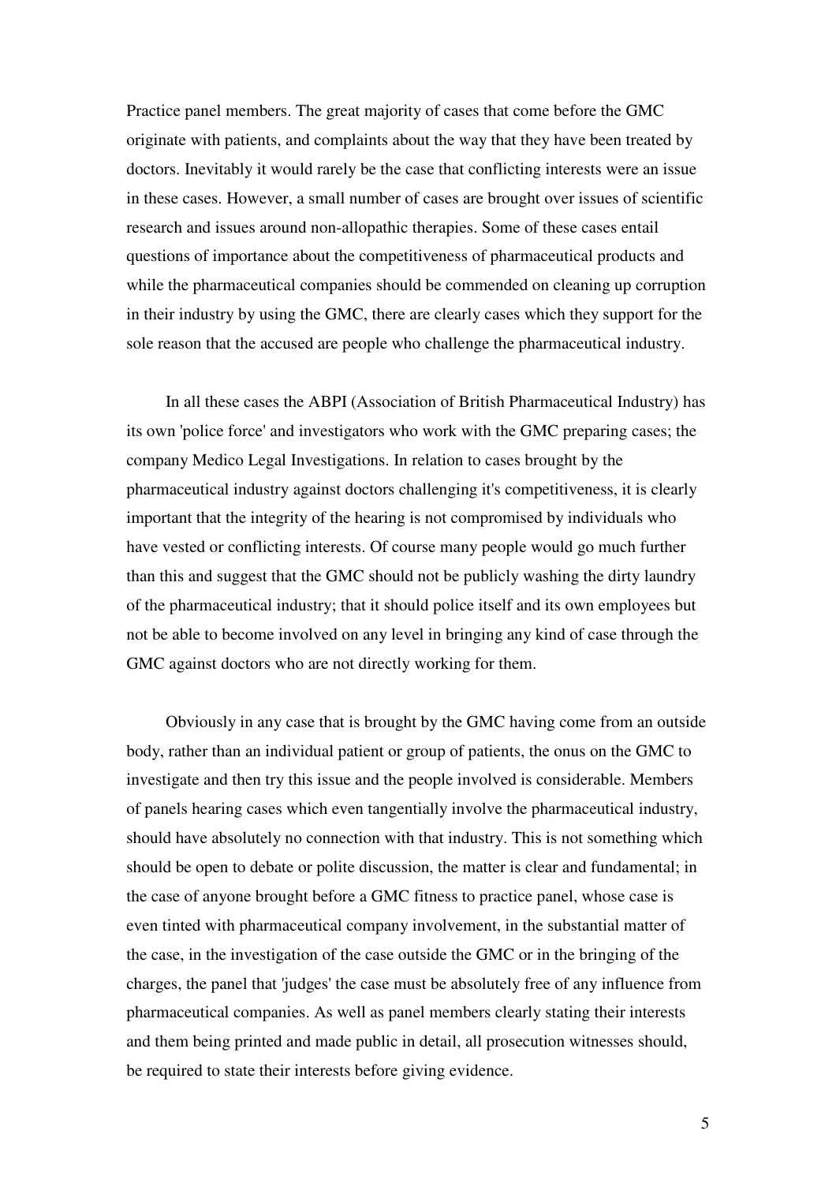Practice panel members. The great majority of cases that come before the GMC originate with patients, and complaints about the way that they have been treated by doctors. Inevitably it would rarely be the case that conflicting interests were an issue in these cases. However, a small number of cases are brought over issues of scientific research and issues around non-allopathic therapies. Some of these cases entail questions of importance about the competitiveness of pharmaceutical products and while the pharmaceutical companies should be commended on cleaning up corruption in their industry by using the GMC, there are clearly cases which they support for the sole reason that the accused are people who challenge the pharmaceutical industry.

In all these cases the ABPI (Association of British Pharmaceutical Industry) has its own 'police force' and investigators who work with the GMC preparing cases; the company Medico Legal Investigations. In relation to cases brought by the pharmaceutical industry against doctors challenging it's competitiveness, it is clearly important that the integrity of the hearing is not compromised by individuals who have vested or conflicting interests. Of course many people would go much further than this and suggest that the GMC should not be publicly washing the dirty laundry of the pharmaceutical industry; that it should police itself and its own employees but not be able to become involved on any level in bringing any kind of case through the GMC against doctors who are not directly working for them.

Obviously in any case that is brought by the GMC having come from an outside body, rather than an individual patient or group of patients, the onus on the GMC to investigate and then try this issue and the people involved is considerable. Members of panels hearing cases which even tangentially involve the pharmaceutical industry, should have absolutely no connection with that industry. This is not something which should be open to debate or polite discussion, the matter is clear and fundamental; in the case of anyone brought before a GMC fitness to practice panel, whose case is even tinted with pharmaceutical company involvement, in the substantial matter of the case, in the investigation of the case outside the GMC or in the bringing of the charges, the panel that 'judges' the case must be absolutely free of any influence from pharmaceutical companies. As well as panel members clearly stating their interests and them being printed and made public in detail, all prosecution witnesses should, be required to state their interests before giving evidence.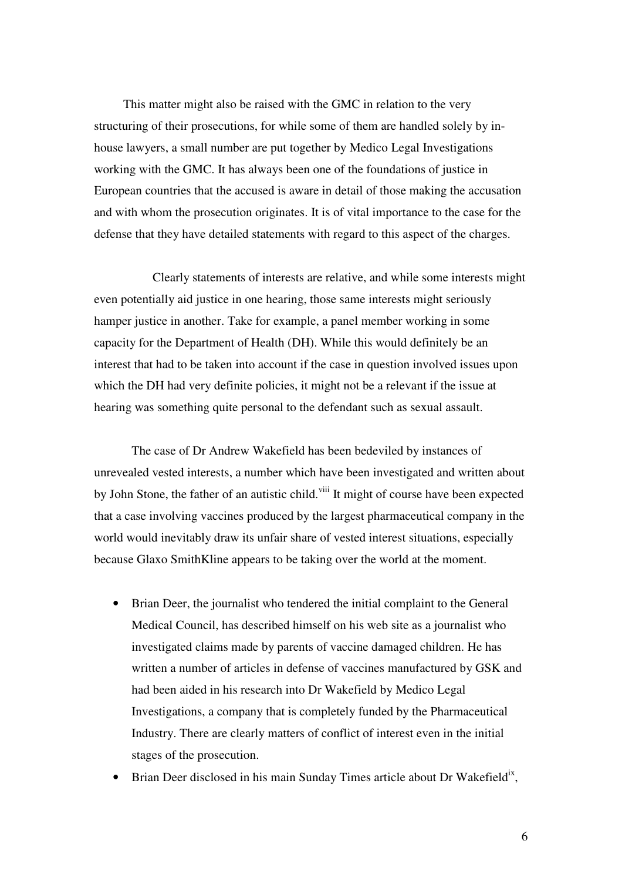This matter might also be raised with the GMC in relation to the very structuring of their prosecutions, for while some of them are handled solely by in-house lawyers, a small number are put together by Medico Legal Investigations working with the GMC. It has always been one of the foundations of justice in European countries that the accused is aware in detail of those making the accusation and with whom the prosecution originates. It is of vital importance to the case for the defense that they have detailed statements with regard to this aspect of the charges.

Clearly statements of interests are relative, and while some interests might even potentially aid justice in one hearing, those same interests might seriously hamper justice in another. Take for example, a panel member working in some capacity for the Department of Health (DH). While this would definitely be an interest that had to be taken into account if the case in question involved issues upon which the DH had very definite policies, it might not be a relevant if the issue at hearing was something quite personal to the defendant such as sexual assault.

The case of Dr Andrew Wakefield has been bedeviled by instances of unrevealed vested interests, a number which have been investigated and written about by John Stone, the father of an autistic child.[viii] It might of course have been expected that a case involving vaccines produced by the largest pharmaceutical company in the world would inevitably draw its unfair share of vested interest situations, especially because Glaxo SmithKline appears to be taking over the world at the moment.

- Brian Deer, the journalist who tendered the initial complaint to the General Medical Council, has described himself on his web site as a journalist who investigated claims made by parents of vaccine damaged children. He has written a number of articles in defense of vaccines manufactured by GSK and had been aided in his research into Dr Wakefield by Medico Legal Investigations, a company that is completely funded by the Pharmaceutical Industry. There are clearly matters of conflict of interest even in the initial stages of the prosecution.
- Brian Deer disclosed in his main Sunday Times article about Dr Wakefield[ix],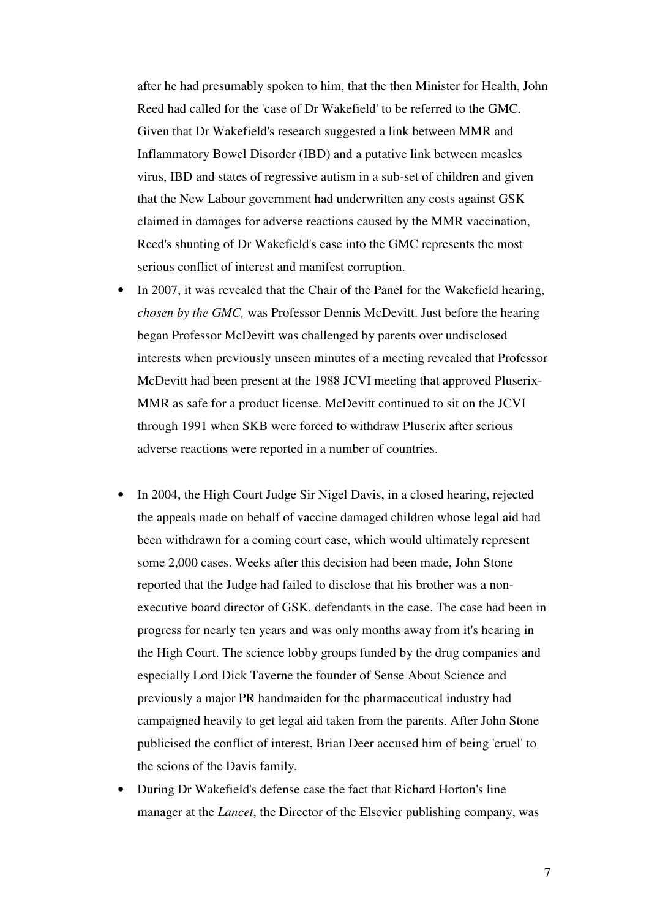after he had presumably spoken to him, that the then Minister for Health, John Reed had called for the 'case of Dr Wakefield' to be referred to the GMC. Given that Dr Wakefield's research suggested a link between MMR and Inflammatory Bowel Disorder (IBD) and a putative link between measles virus, IBD and states of regressive autism in a sub-set of children and given that the New Labour government had underwritten any costs against GSK claimed in damages for adverse reactions caused by the MMR vaccination, Reed's shunting of Dr Wakefield's case into the GMC represents the most serious conflict of interest and manifest corruption.

- In 2007, it was revealed that the Chair of the Panel for the Wakefield hearing, *chosen by the GMC,* was Professor Dennis McDevitt. Just before the hearing began Professor McDevitt was challenged by parents over undisclosed interests when previously unseen minutes of a meeting revealed that Professor McDevitt had been present at the 1988 JCVI meeting that approved Pluserix-MMR as safe for a product license. McDevitt continued to sit on the JCVI through 1991 when SKB were forced to withdraw Pluserix after serious adverse reactions were reported in a number of countries.

- In 2004, the High Court Judge Sir Nigel Davis, in a closed hearing, rejected the appeals made on behalf of vaccine damaged children whose legal aid had been withdrawn for a coming court case, which would ultimately represent some 2,000 cases. Weeks after this decision had been made, John Stone reported that the Judge had failed to disclose that his brother was a non-executive board director of GSK, defendants in the case. The case had been in progress for nearly ten years and was only months away from it's hearing in the High Court. The science lobby groups funded by the drug companies and especially Lord Dick Taverne the founder of Sense About Science and previously a major PR handmaiden for the pharmaceutical industry had campaigned heavily to get legal aid taken from the parents. After John Stone publicised the conflict of interest, Brian Deer accused him of being 'cruel' to the scions of the Davis family.
- During Dr Wakefield's defense case the fact that Richard Horton's line manager at the *Lancet*, the Director of the Elsevier publishing company, was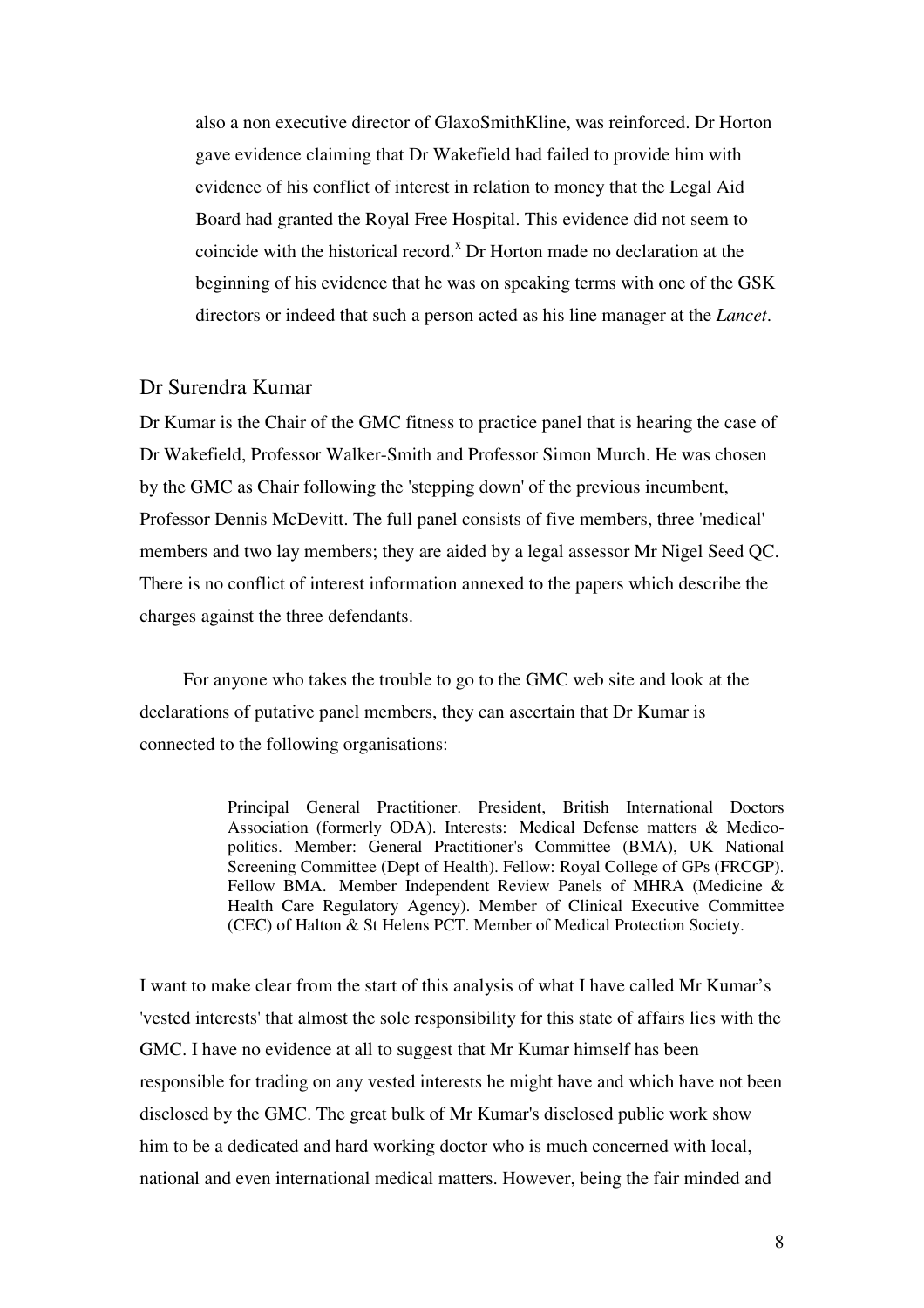also a non executive director of GlaxoSmithKline, was reinforced. Dr Horton gave evidence claiming that Dr Wakefield had failed to provide him with evidence of his conflict of interest in relation to money that the Legal Aid Board had granted the Royal Free Hospital. This evidence did not seem to coincide with the historical record.[x] Dr Horton made no declaration at the beginning of his evidence that he was on speaking terms with one of the GSK directors or indeed that such a person acted as his line manager at the *Lancet*.

## Dr Surendra Kumar

Dr Kumar is the Chair of the GMC fitness to practice panel that is hearing the case of Dr Wakefield, Professor Walker-Smith and Professor Simon Murch. He was chosen by the GMC as Chair following the 'stepping down' of the previous incumbent, Professor Dennis McDevitt. The full panel consists of five members, three 'medical' members and two lay members; they are aided by a legal assessor Mr Nigel Seed QC. There is no conflict of interest information annexed to the papers which describe the charges against the three defendants.

For anyone who takes the trouble to go to the GMC web site and look at the declarations of putative panel members, they can ascertain that Dr Kumar is connected to the following organisations:

> Principal General Practitioner. President, British International Doctors Association (formerly ODA). Interests: Medical Defense matters & Medico-politics. Member: General Practitioner's Committee (BMA), UK National Screening Committee (Dept of Health). Fellow: Royal College of GPs (FRCGP). Fellow BMA. Member Independent Review Panels of MHRA (Medicine & Health Care Regulatory Agency). Member of Clinical Executive Committee (CEC) of Halton & St Helens PCT. Member of Medical Protection Society.

I want to make clear from the start of this analysis of what I have called Mr Kumar's 'vested interests' that almost the sole responsibility for this state of affairs lies with the GMC. I have no evidence at all to suggest that Mr Kumar himself has been responsible for trading on any vested interests he might have and which have not been disclosed by the GMC. The great bulk of Mr Kumar's disclosed public work show him to be a dedicated and hard working doctor who is much concerned with local, national and even international medical matters. However, being the fair minded and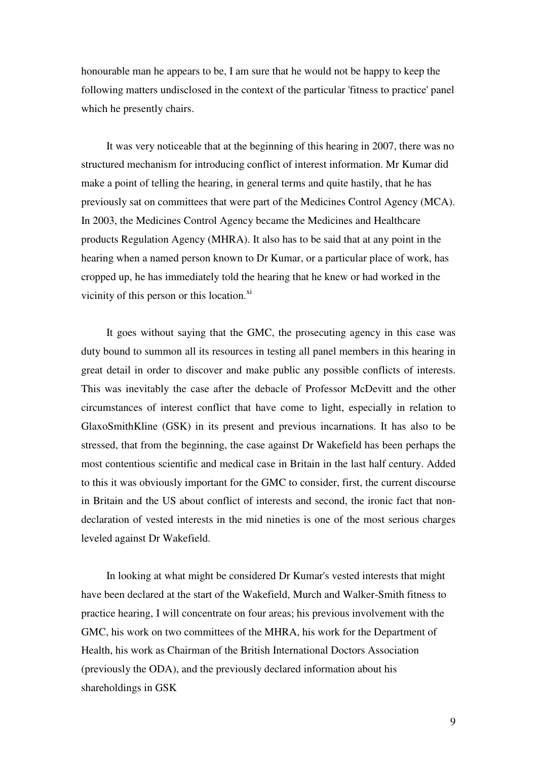honourable man he appears to be, I am sure that he would not be happy to keep the following matters undisclosed in the context of the particular 'fitness to practice' panel which he presently chairs.

It was very noticeable that at the beginning of this hearing in 2007, there was no structured mechanism for introducing conflict of interest information. Mr Kumar did make a point of telling the hearing, in general terms and quite hastily, that he has previously sat on committees that were part of the Medicines Control Agency (MCA). In 2003, the Medicines Control Agency became the Medicines and Healthcare products Regulation Agency (MHRA). It also has to be said that at any point in the hearing when a named person known to Dr Kumar, or a particular place of work, has cropped up, he has immediately told the hearing that he knew or had worked in the vicinity of this person or this location.[xi]

It goes without saying that the GMC, the prosecuting agency in this case was duty bound to summon all its resources in testing all panel members in this hearing in great detail in order to discover and make public any possible conflicts of interests. This was inevitably the case after the debacle of Professor McDevitt and the other circumstances of interest conflict that have come to light, especially in relation to GlaxoSmithKline (GSK) in its present and previous incarnations. It has also to be stressed, that from the beginning, the case against Dr Wakefield has been perhaps the most contentious scientific and medical case in Britain in the last half century. Added to this it was obviously important for the GMC to consider, first, the current discourse in Britain and the US about conflict of interests and second, the ironic fact that non-declaration of vested interests in the mid nineties is one of the most serious charges leveled against Dr Wakefield.

In looking at what might be considered Dr Kumar's vested interests that might have been declared at the start of the Wakefield, Murch and Walker-Smith fitness to practice hearing, I will concentrate on four areas; his previous involvement with the GMC, his work on two committees of the MHRA, his work for the Department of Health, his work as Chairman of the British International Doctors Association (previously the ODA), and the previously declared information about his shareholdings in GSK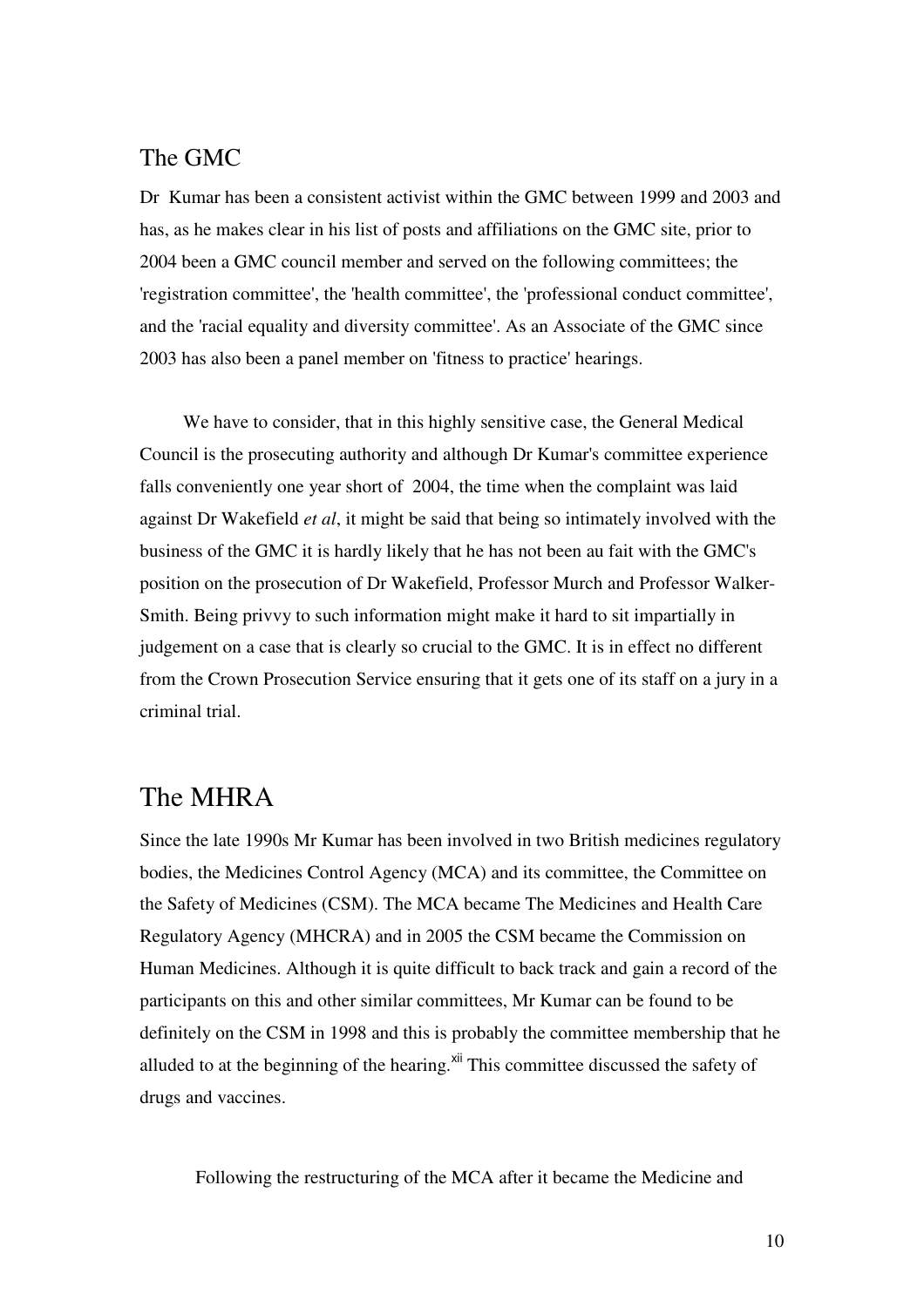## The GMC

Dr Kumar has been a consistent activist within the GMC between 1999 and 2003 and has, as he makes clear in his list of posts and affiliations on the GMC site, prior to 2004 been a GMC council member and served on the following committees; the 'registration committee', the 'health committee', the 'professional conduct committee', and the 'racial equality and diversity committee'. As an Associate of the GMC since 2003 has also been a panel member on 'fitness to practice' hearings.

We have to consider, that in this highly sensitive case, the General Medical Council is the prosecuting authority and although Dr Kumar's committee experience falls conveniently one year short of 2004, the time when the complaint was laid against Dr Wakefield *et al*, it might be said that being so intimately involved with the business of the GMC it is hardly likely that he has not been au fait with the GMC's position on the prosecution of Dr Wakefield, Professor Murch and Professor Walker-Smith. Being privvy to such information might make it hard to sit impartially in judgement on a case that is clearly so crucial to the GMC. It is in effect no different from the Crown Prosecution Service ensuring that it gets one of its staff on a jury in a criminal trial.

## The MHRA

Since the late 1990s Mr Kumar has been involved in two British medicines regulatory bodies, the Medicines Control Agency (MCA) and its committee, the Committee on the Safety of Medicines (CSM). The MCA became The Medicines and Health Care Regulatory Agency (MHCRA) and in 2005 the CSM became the Commission on Human Medicines. Although it is quite difficult to back track and gain a record of the participants on this and other similar committees, Mr Kumar can be found to be definitely on the CSM in 1998 and this is probably the committee membership that he alluded to at the beginning of the hearing.[xii] This committee discussed the safety of drugs and vaccines.

Following the restructuring of the MCA after it became the Medicine and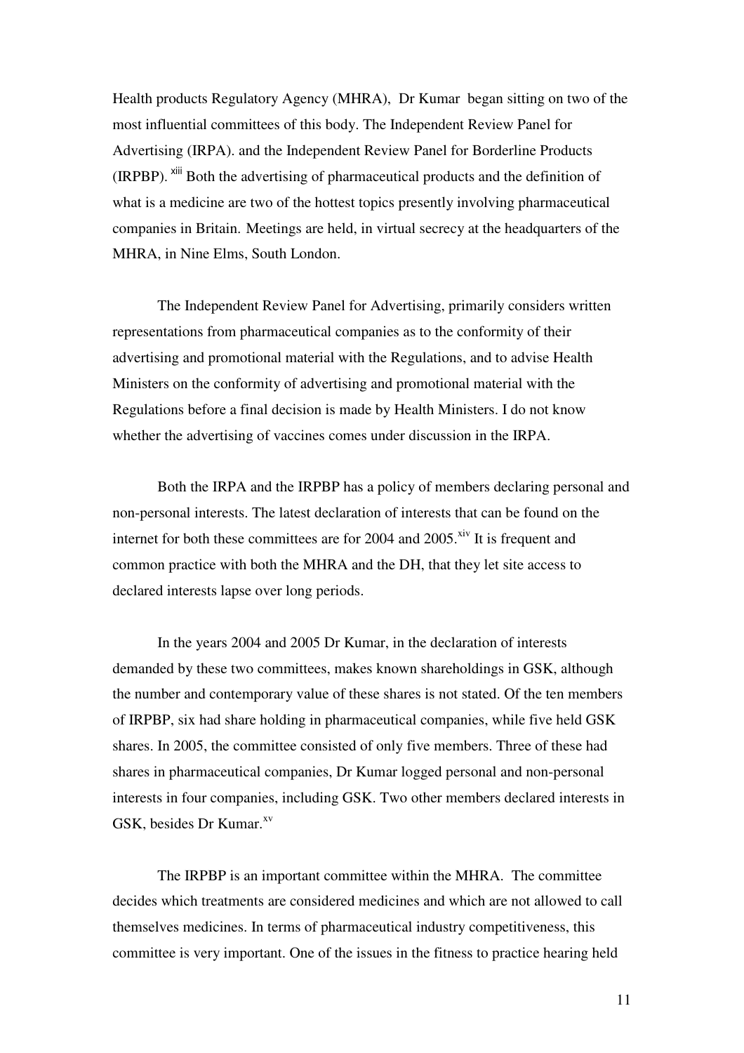Health products Regulatory Agency (MHRA), Dr Kumar began sitting on two of the most influential committees of this body. The Independent Review Panel for Advertising (IRPA). and the Independent Review Panel for Borderline Products (IRPBP). [xiii] Both the advertising of pharmaceutical products and the definition of what is a medicine are two of the hottest topics presently involving pharmaceutical companies in Britain. Meetings are held, in virtual secrecy at the headquarters of the MHRA, in Nine Elms, South London.

The Independent Review Panel for Advertising, primarily considers written representations from pharmaceutical companies as to the conformity of their advertising and promotional material with the Regulations, and to advise Health Ministers on the conformity of advertising and promotional material with the Regulations before a final decision is made by Health Ministers. I do not know whether the advertising of vaccines comes under discussion in the IRPA.

Both the IRPA and the IRPBP has a policy of members declaring personal and non-personal interests. The latest declaration of interests that can be found on the internet for both these committees are for 2004 and 2005.[xiv] It is frequent and common practice with both the MHRA and the DH, that they let site access to declared interests lapse over long periods.

In the years 2004 and 2005 Dr Kumar, in the declaration of interests demanded by these two committees, makes known shareholdings in GSK, although the number and contemporary value of these shares is not stated. Of the ten members of IRPBP, six had share holding in pharmaceutical companies, while five held GSK shares. In 2005, the committee consisted of only five members. Three of these had shares in pharmaceutical companies, Dr Kumar logged personal and non-personal interests in four companies, including GSK. Two other members declared interests in GSK, besides Dr Kumar.[xv]

The IRPBP is an important committee within the MHRA. The committee decides which treatments are considered medicines and which are not allowed to call themselves medicines. In terms of pharmaceutical industry competitiveness, this committee is very important. One of the issues in the fitness to practice hearing held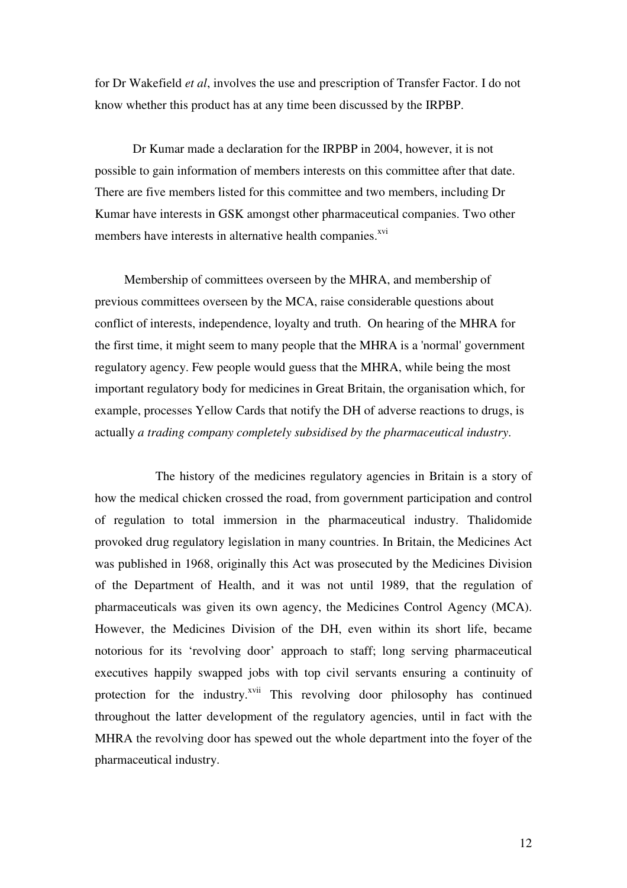for Dr Wakefield *et al*, involves the use and prescription of Transfer Factor. I do not know whether this product has at any time been discussed by the IRPBP.

Dr Kumar made a declaration for the IRPBP in 2004, however, it is not possible to gain information of members interests on this committee after that date. There are five members listed for this committee and two members, including Dr Kumar have interests in GSK amongst other pharmaceutical companies. Two other members have interests in alternative health companies.[xvi]

Membership of committees overseen by the MHRA, and membership of previous committees overseen by the MCA, raise considerable questions about conflict of interests, independence, loyalty and truth. On hearing of the MHRA for the first time, it might seem to many people that the MHRA is a 'normal' government regulatory agency. Few people would guess that the MHRA, while being the most important regulatory body for medicines in Great Britain, the organisation which, for example, processes Yellow Cards that notify the DH of adverse reactions to drugs, is actually *a trading company completely subsidised by the pharmaceutical industry*.

The history of the medicines regulatory agencies in Britain is a story of how the medical chicken crossed the road, from government participation and control of regulation to total immersion in the pharmaceutical industry. Thalidomide provoked drug regulatory legislation in many countries. In Britain, the Medicines Act was published in 1968, originally this Act was prosecuted by the Medicines Division of the Department of Health, and it was not until 1989, that the regulation of pharmaceuticals was given its own agency, the Medicines Control Agency (MCA). However, the Medicines Division of the DH, even within its short life, became notorious for its 'revolving door' approach to staff; long serving pharmaceutical executives happily swapped jobs with top civil servants ensuring a continuity of protection for the industry.[xvii] This revolving door philosophy has continued throughout the latter development of the regulatory agencies, until in fact with the MHRA the revolving door has spewed out the whole department into the foyer of the pharmaceutical industry.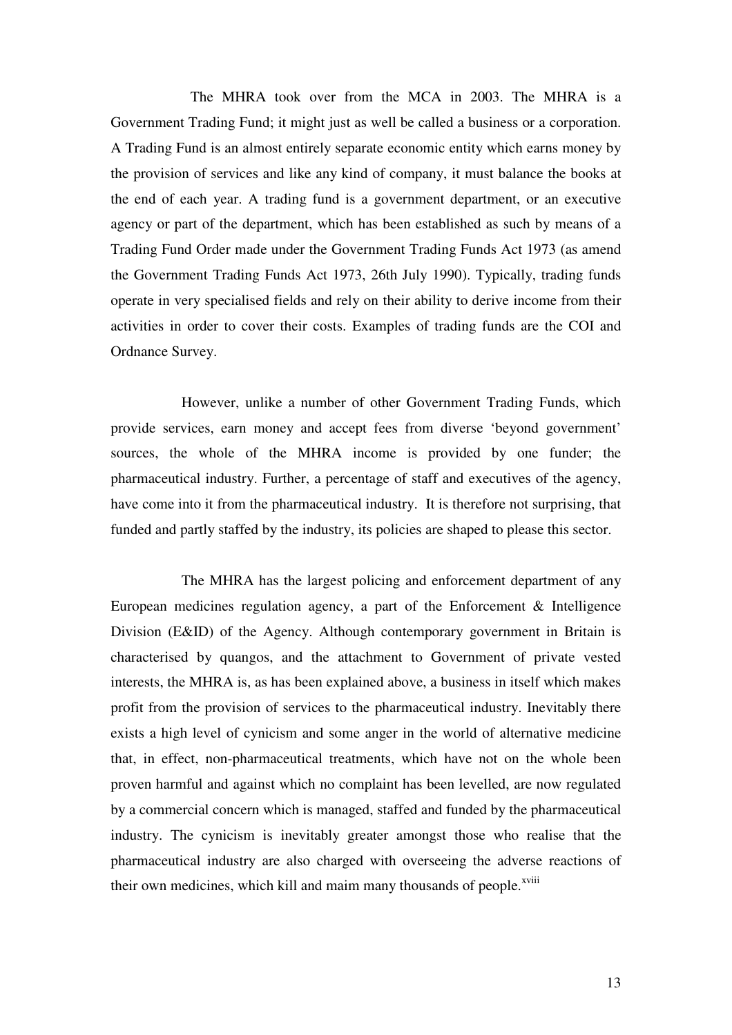The MHRA took over from the MCA in 2003. The MHRA is a Government Trading Fund; it might just as well be called a business or a corporation. A Trading Fund is an almost entirely separate economic entity which earns money by the provision of services and like any kind of company, it must balance the books at the end of each year. A trading fund is a government department, or an executive agency or part of the department, which has been established as such by means of a Trading Fund Order made under the Government Trading Funds Act 1973 (as amend the Government Trading Funds Act 1973, 26th July 1990). Typically, trading funds operate in very specialised fields and rely on their ability to derive income from their activities in order to cover their costs. Examples of trading funds are the COI and Ordnance Survey.

However, unlike a number of other Government Trading Funds, which provide services, earn money and accept fees from diverse 'beyond government' sources, the whole of the MHRA income is provided by one funder; the pharmaceutical industry. Further, a percentage of staff and executives of the agency, have come into it from the pharmaceutical industry. It is therefore not surprising, that funded and partly staffed by the industry, its policies are shaped to please this sector.

The MHRA has the largest policing and enforcement department of any European medicines regulation agency, a part of the Enforcement & Intelligence Division (E&ID) of the Agency. Although contemporary government in Britain is characterised by quangos, and the attachment to Government of private vested interests, the MHRA is, as has been explained above, a business in itself which makes profit from the provision of services to the pharmaceutical industry. Inevitably there exists a high level of cynicism and some anger in the world of alternative medicine that, in effect, non-pharmaceutical treatments, which have not on the whole been proven harmful and against which no complaint has been levelled, are now regulated by a commercial concern which is managed, staffed and funded by the pharmaceutical industry. The cynicism is inevitably greater amongst those who realise that the pharmaceutical industry are also charged with overseeing the adverse reactions of their own medicines, which kill and maim many thousands of people.[xviii]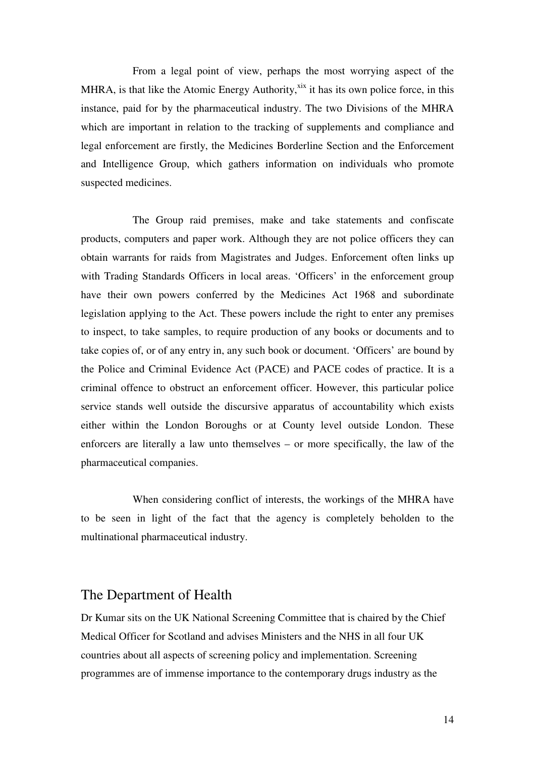From a legal point of view, perhaps the most worrying aspect of the MHRA, is that like the Atomic Energy Authority,[xix] it has its own police force, in this instance, paid for by the pharmaceutical industry. The two Divisions of the MHRA which are important in relation to the tracking of supplements and compliance and legal enforcement are firstly, the Medicines Borderline Section and the Enforcement and Intelligence Group, which gathers information on individuals who promote suspected medicines.

The Group raid premises, make and take statements and confiscate products, computers and paper work. Although they are not police officers they can obtain warrants for raids from Magistrates and Judges. Enforcement often links up with Trading Standards Officers in local areas. 'Officers' in the enforcement group have their own powers conferred by the Medicines Act 1968 and subordinate legislation applying to the Act. These powers include the right to enter any premises to inspect, to take samples, to require production of any books or documents and to take copies of, or of any entry in, any such book or document. 'Officers' are bound by the Police and Criminal Evidence Act (PACE) and PACE codes of practice. It is a criminal offence to obstruct an enforcement officer. However, this particular police service stands well outside the discursive apparatus of accountability which exists either within the London Boroughs or at County level outside London. These enforcers are literally a law unto themselves – or more specifically, the law of the pharmaceutical companies.

When considering conflict of interests, the workings of the MHRA have to be seen in light of the fact that the agency is completely beholden to the multinational pharmaceutical industry.

## The Department of Health

Dr Kumar sits on the UK National Screening Committee that is chaired by the Chief Medical Officer for Scotland and advises Ministers and the NHS in all four UK countries about all aspects of screening policy and implementation. Screening programmes are of immense importance to the contemporary drugs industry as the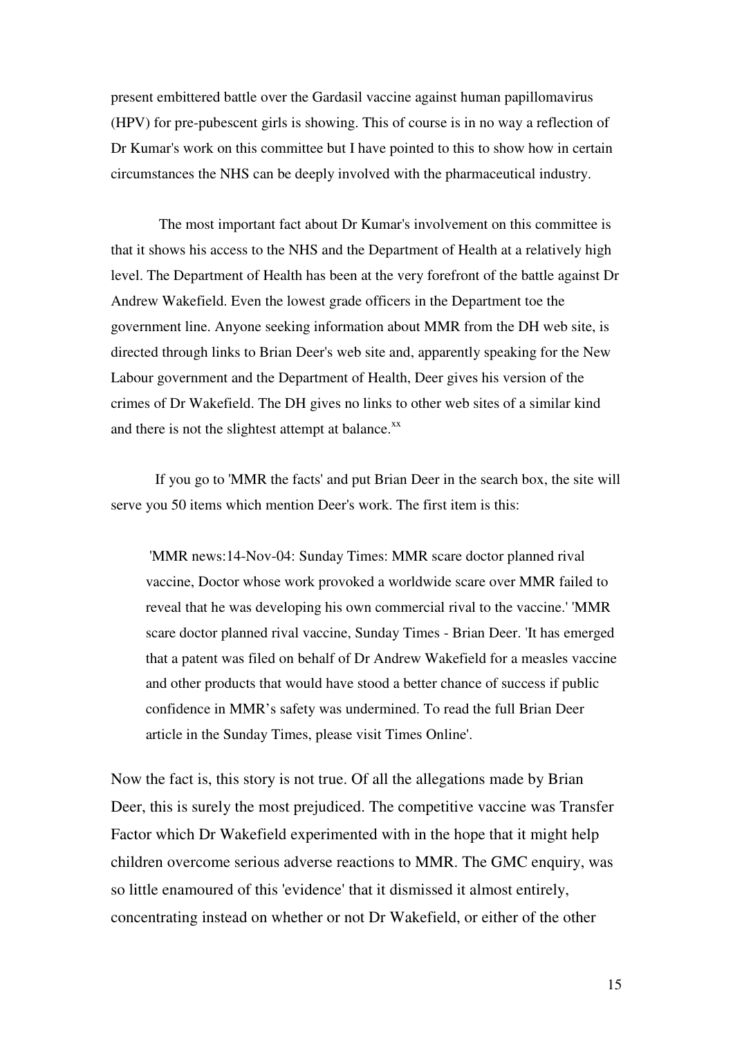present embittered battle over the Gardasil vaccine against human papillomavirus (HPV) for pre-pubescent girls is showing. This of course is in no way a reflection of Dr Kumar's work on this committee but I have pointed to this to show how in certain circumstances the NHS can be deeply involved with the pharmaceutical industry.

The most important fact about Dr Kumar's involvement on this committee is that it shows his access to the NHS and the Department of Health at a relatively high level. The Department of Health has been at the very forefront of the battle against Dr Andrew Wakefield. Even the lowest grade officers in the Department toe the government line. Anyone seeking information about MMR from the DH web site, is directed through links to Brian Deer's web site and, apparently speaking for the New Labour government and the Department of Health, Deer gives his version of the crimes of Dr Wakefield. The DH gives no links to other web sites of a similar kind and there is not the slightest attempt at balance.[xx]

If you go to 'MMR the facts' and put Brian Deer in the search box, the site will serve you 50 items which mention Deer's work. The first item is this:

> 'MMR news:14-Nov-04: Sunday Times: MMR scare doctor planned rival vaccine, Doctor whose work provoked a worldwide scare over MMR failed to reveal that he was developing his own commercial rival to the vaccine.' 'MMR scare doctor planned rival vaccine, Sunday Times - Brian Deer. 'It has emerged that a patent was filed on behalf of Dr Andrew Wakefield for a measles vaccine and other products that would have stood a better chance of success if public confidence in MMR's safety was undermined. To read the full Brian Deer article in the Sunday Times, please visit Times Online'.

Now the fact is, this story is not true. Of all the allegations made by Brian Deer, this is surely the most prejudiced. The competitive vaccine was Transfer Factor which Dr Wakefield experimented with in the hope that it might help children overcome serious adverse reactions to MMR. The GMC enquiry, was so little enamoured of this 'evidence' that it dismissed it almost entirely, concentrating instead on whether or not Dr Wakefield, or either of the other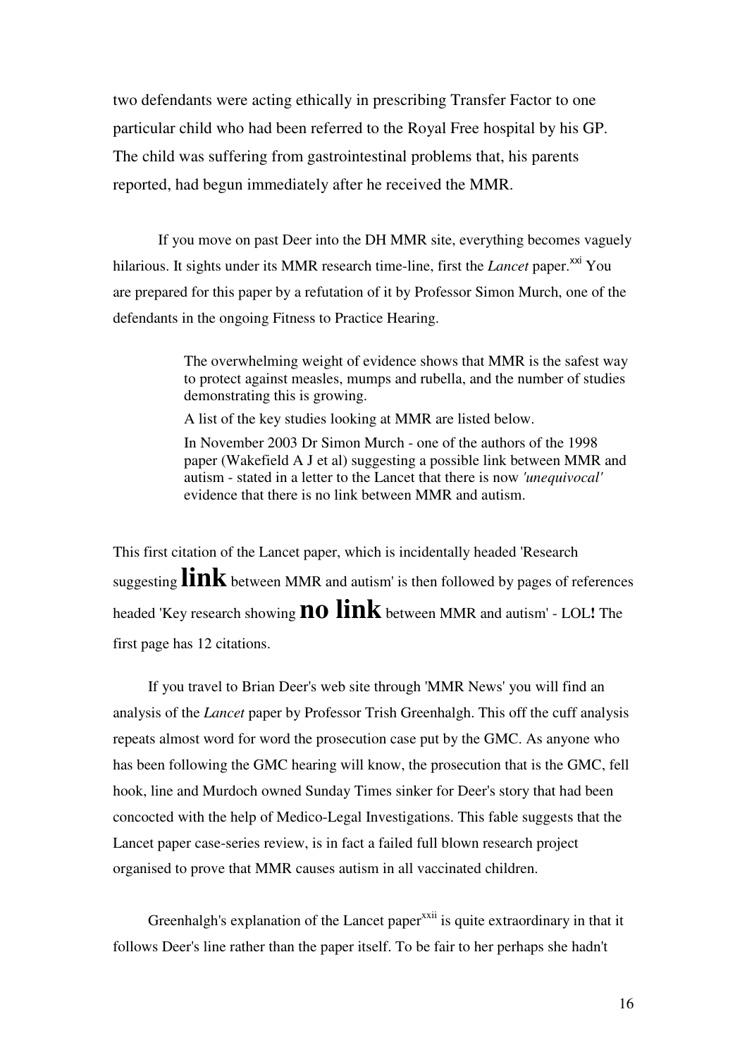two defendants were acting ethically in prescribing Transfer Factor to one particular child who had been referred to the Royal Free hospital by his GP. The child was suffering from gastrointestinal problems that, his parents reported, had begun immediately after he received the MMR.

If you move on past Deer into the DH MMR site, everything becomes vaguely hilarious. It sights under its MMR research time-line, first the *Lancet* paper.[xxi] You are prepared for this paper by a refutation of it by Professor Simon Murch, one of the defendants in the ongoing Fitness to Practice Hearing.

> The overwhelming weight of evidence shows that MMR is the safest way to protect against measles, mumps and rubella, and the number of studies demonstrating this is growing.
>
> A list of the key studies looking at MMR are listed below.
>
> In November 2003 Dr Simon Murch - one of the authors of the 1998 paper (Wakefield A J et al) suggesting a possible link between MMR and autism - stated in a letter to the Lancet that there is now *'unequivocal'* evidence that there is no link between MMR and autism.

This first citation of the Lancet paper, which is incidentally headed 'Research suggesting **link** between MMR and autism' is then followed by pages of references headed 'Key research showing **no link** between MMR and autism' - LOL**!** The first page has 12 citations.

If you travel to Brian Deer's web site through 'MMR News' you will find an analysis of the *Lancet* paper by Professor Trish Greenhalgh. This off the cuff analysis repeats almost word for word the prosecution case put by the GMC. As anyone who has been following the GMC hearing will know, the prosecution that is the GMC, fell hook, line and Murdoch owned Sunday Times sinker for Deer's story that had been concocted with the help of Medico-Legal Investigations. This fable suggests that the Lancet paper case-series review, is in fact a failed full blown research project organised to prove that MMR causes autism in all vaccinated children.

Greenhalgh's explanation of the Lancet paper[xxii] is quite extraordinary in that it follows Deer's line rather than the paper itself. To be fair to her perhaps she hadn't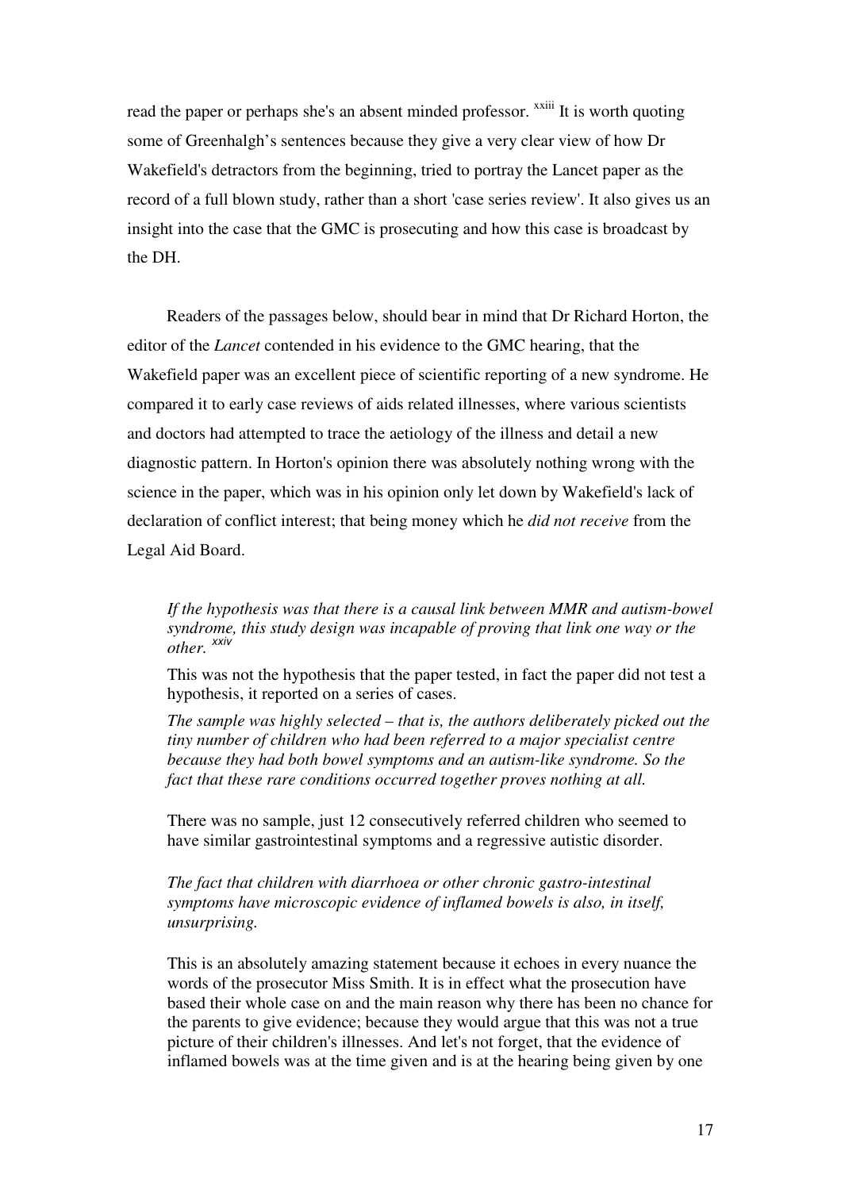read the paper or perhaps she's an absent minded professor. [xxiii] It is worth quoting some of Greenhalgh's sentences because they give a very clear view of how Dr Wakefield's detractors from the beginning, tried to portray the Lancet paper as the record of a full blown study, rather than a short 'case series review'. It also gives us an insight into the case that the GMC is prosecuting and how this case is broadcast by the DH.

Readers of the passages below, should bear in mind that Dr Richard Horton, the editor of the *Lancet* contended in his evidence to the GMC hearing, that the Wakefield paper was an excellent piece of scientific reporting of a new syndrome. He compared it to early case reviews of aids related illnesses, where various scientists and doctors had attempted to trace the aetiology of the illness and detail a new diagnostic pattern. In Horton's opinion there was absolutely nothing wrong with the science in the paper, which was in his opinion only let down by Wakefield's lack of declaration of conflict interest; that being money which he *did not receive* from the Legal Aid Board.

> *If the hypothesis was that there is a causal link between MMR and autism-bowel syndrome, this study design was incapable of proving that link one way or the other.* [xxiv]
>
> This was not the hypothesis that the paper tested, in fact the paper did not test a hypothesis, it reported on a series of cases.
>
> *The sample was highly selected – that is, the authors deliberately picked out the tiny number of children who had been referred to a major specialist centre because they had both bowel symptoms and an autism-like syndrome. So the fact that these rare conditions occurred together proves nothing at all.*
>
> There was no sample, just 12 consecutively referred children who seemed to have similar gastrointestinal symptoms and a regressive autistic disorder.
>
> *The fact that children with diarrhoea or other chronic gastro-intestinal symptoms have microscopic evidence of inflamed bowels is also, in itself, unsurprising.*
>
> This is an absolutely amazing statement because it echoes in every nuance the words of the prosecutor Miss Smith. It is in effect what the prosecution have based their whole case on and the main reason why there has been no chance for the parents to give evidence; because they would argue that this was not a true picture of their children's illnesses. And let's not forget, that the evidence of inflamed bowels was at the time given and is at the hearing being given by one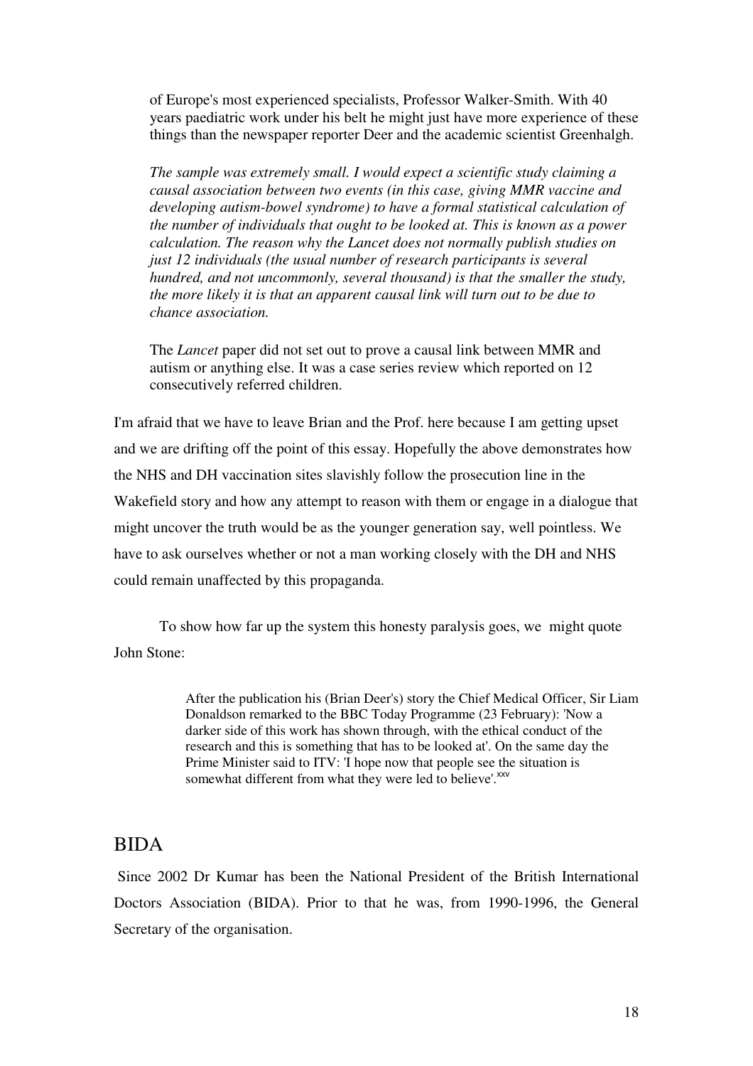> of Europe's most experienced specialists, Professor Walker-Smith. With 40 years paediatric work under his belt he might just have more experience of these things than the newspaper reporter Deer and the academic scientist Greenhalgh.
>
> *The sample was extremely small. I would expect a scientific study claiming a causal association between two events (in this case, giving MMR vaccine and developing autism-bowel syndrome) to have a formal statistical calculation of the number of individuals that ought to be looked at. This is known as a power calculation. The reason why the Lancet does not normally publish studies on just 12 individuals (the usual number of research participants is several hundred, and not uncommonly, several thousand) is that the smaller the study, the more likely it is that an apparent causal link will turn out to be due to chance association.*
>
> The *Lancet* paper did not set out to prove a causal link between MMR and autism or anything else. It was a case series review which reported on 12 consecutively referred children.

I'm afraid that we have to leave Brian and the Prof. here because I am getting upset and we are drifting off the point of this essay. Hopefully the above demonstrates how the NHS and DH vaccination sites slavishly follow the prosecution line in the Wakefield story and how any attempt to reason with them or engage in a dialogue that might uncover the truth would be as the younger generation say, well pointless. We have to ask ourselves whether or not a man working closely with the DH and NHS could remain unaffected by this propaganda.

To show how far up the system this honesty paralysis goes, we might quote John Stone:

> After the publication his (Brian Deer's) story the Chief Medical Officer, Sir Liam Donaldson remarked to the BBC Today Programme (23 February): 'Now a darker side of this work has shown through, with the ethical conduct of the research and this is something that has to be looked at'. On the same day the Prime Minister said to ITV: 'I hope now that people see the situation is somewhat different from what they were led to believe'.[xxv]

## BIDA

Since 2002 Dr Kumar has been the National President of the British International Doctors Association (BIDA). Prior to that he was, from 1990-1996, the General Secretary of the organisation.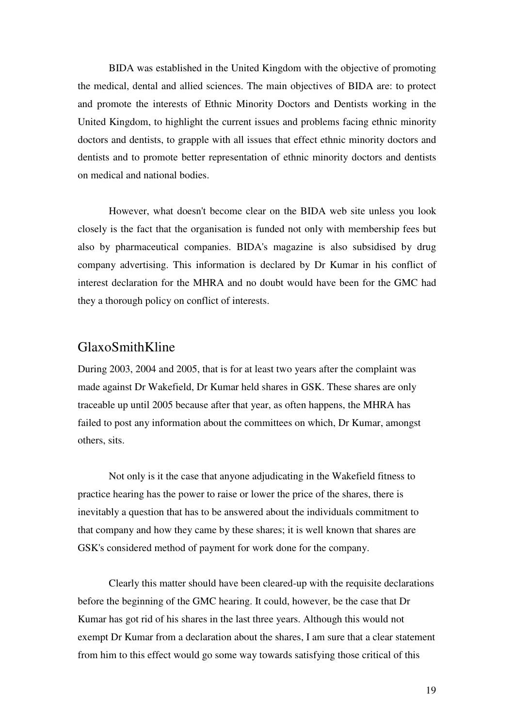BIDA was established in the United Kingdom with the objective of promoting the medical, dental and allied sciences. The main objectives of BIDA are: to protect and promote the interests of Ethnic Minority Doctors and Dentists working in the United Kingdom, to highlight the current issues and problems facing ethnic minority doctors and dentists, to grapple with all issues that effect ethnic minority doctors and dentists and to promote better representation of ethnic minority doctors and dentists on medical and national bodies.

However, what doesn't become clear on the BIDA web site unless you look closely is the fact that the organisation is funded not only with membership fees but also by pharmaceutical companies. BIDA's magazine is also subsidised by drug company advertising. This information is declared by Dr Kumar in his conflict of interest declaration for the MHRA and no doubt would have been for the GMC had they a thorough policy on conflict of interests.

## GlaxoSmithKline

During 2003, 2004 and 2005, that is for at least two years after the complaint was made against Dr Wakefield, Dr Kumar held shares in GSK. These shares are only traceable up until 2005 because after that year, as often happens, the MHRA has failed to post any information about the committees on which, Dr Kumar, amongst others, sits.

Not only is it the case that anyone adjudicating in the Wakefield fitness to practice hearing has the power to raise or lower the price of the shares, there is inevitably a question that has to be answered about the individuals commitment to that company and how they came by these shares; it is well known that shares are GSK's considered method of payment for work done for the company.

Clearly this matter should have been cleared-up with the requisite declarations before the beginning of the GMC hearing. It could, however, be the case that Dr Kumar has got rid of his shares in the last three years. Although this would not exempt Dr Kumar from a declaration about the shares, I am sure that a clear statement from him to this effect would go some way towards satisfying those critical of this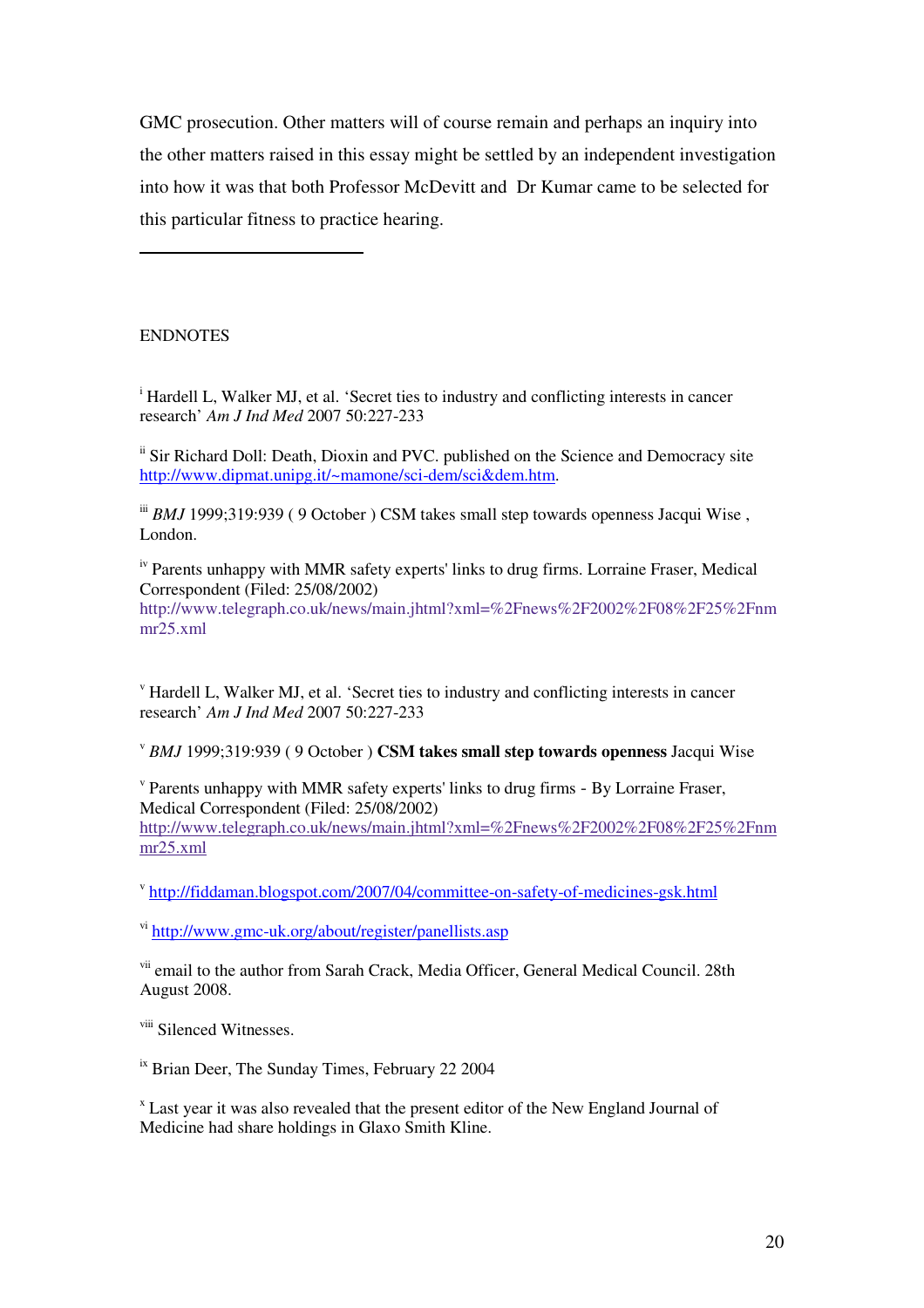GMC prosecution. Other matters will of course remain and perhaps an inquiry into the other matters raised in this essay might be settled by an independent investigation into how it was that both Professor McDevitt and Dr Kumar came to be selected for this particular fitness to practice hearing.

---

ENDNOTES

[i] Hardell L, Walker MJ, et al. 'Secret ties to industry and conflicting interests in cancer research' *Am J Ind Med* 2007 50:227-233

[ii] Sir Richard Doll: Death, Dioxin and PVC. published on the Science and Democracy site http://www.dipmat.unipg.it/~mamone/sci-dem/sci&dem.htm.

[iii] *BMJ* 1999;319:939 ( 9 October ) CSM takes small step towards openness Jacqui Wise , London.

[iv] Parents unhappy with MMR safety experts' links to drug firms. Lorraine Fraser, Medical Correspondent (Filed: 25/08/2002) http://www.telegraph.co.uk/news/main.jhtml?xml=%2Fnews%2F2002%2F08%2F25%2Fnmmr25.xml

[v] Hardell L, Walker MJ, et al. 'Secret ties to industry and conflicting interests in cancer research' *Am J Ind Med* 2007 50:227-233

[v] *BMJ* 1999;319:939 ( 9 October ) **CSM takes small step towards openness** Jacqui Wise

[v] Parents unhappy with MMR safety experts' links to drug firms - By Lorraine Fraser, Medical Correspondent (Filed: 25/08/2002) http://www.telegraph.co.uk/news/main.jhtml?xml=%2Fnews%2F2002%2F08%2F25%2Fnmmr25.xml

[v] http://fiddaman.blogspot.com/2007/04/committee-on-safety-of-medicines-gsk.html

[vi] http://www.gmc-uk.org/about/register/panellists.asp

[vii] email to the author from Sarah Crack, Media Officer, General Medical Council. 28th August 2008.

[viii] Silenced Witnesses.

[ix] Brian Deer, The Sunday Times, February 22 2004

[x] Last year it was also revealed that the present editor of the New England Journal of Medicine had share holdings in Glaxo Smith Kline.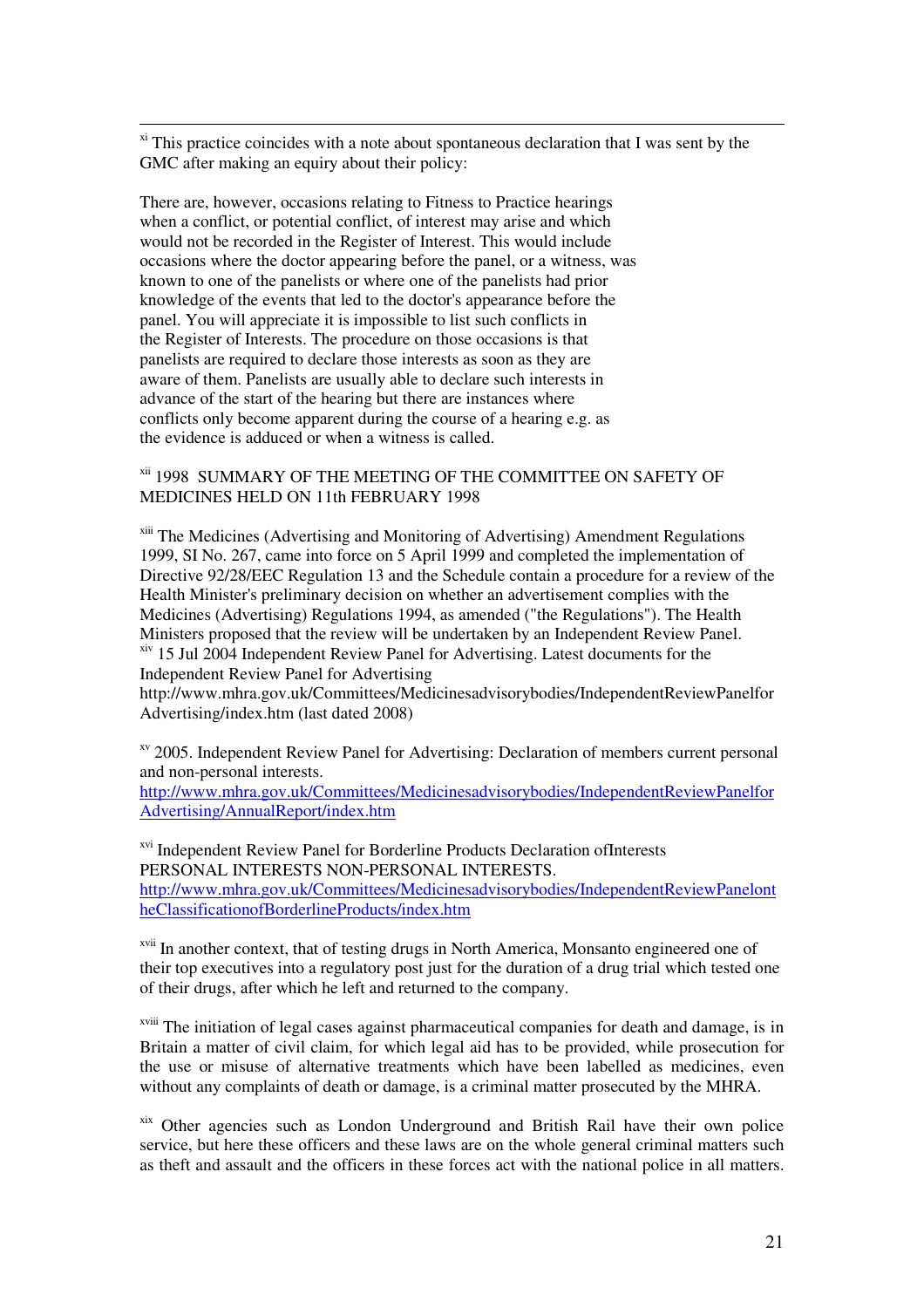[xi] This practice coincides with a note about spontaneous declaration that I was sent by the GMC after making an equiry about their policy:

There are, however, occasions relating to Fitness to Practice hearings when a conflict, or potential conflict, of interest may arise and which would not be recorded in the Register of Interest. This would include occasions where the doctor appearing before the panel, or a witness, was known to one of the panelists or where one of the panelists had prior knowledge of the events that led to the doctor's appearance before the panel. You will appreciate it is impossible to list such conflicts in the Register of Interests. The procedure on those occasions is that panelists are required to declare those interests as soon as they are aware of them. Panelists are usually able to declare such interests in advance of the start of the hearing but there are instances where conflicts only become apparent during the course of a hearing e.g. as the evidence is adduced or when a witness is called.

[xii] 1998 SUMMARY OF THE MEETING OF THE COMMITTEE ON SAFETY OF MEDICINES HELD ON 11th FEBRUARY 1998

[xiii] The Medicines (Advertising and Monitoring of Advertising) Amendment Regulations 1999, SI No. 267, came into force on 5 April 1999 and completed the implementation of Directive 92/28/EEC Regulation 13 and the Schedule contain a procedure for a review of the Health Minister's preliminary decision on whether an advertisement complies with the Medicines (Advertising) Regulations 1994, as amended ("the Regulations"). The Health Ministers proposed that the review will be undertaken by an Independent Review Panel.

[xiv] 15 Jul 2004 Independent Review Panel for Advertising. Latest documents for the Independent Review Panel for Advertising http://www.mhra.gov.uk/Committees/Medicinesadvisorybodies/IndependentReviewPanelforAdvertising/index.htm (last dated 2008)

[xv] 2005. Independent Review Panel for Advertising: Declaration of members current personal and non-personal interests. http://www.mhra.gov.uk/Committees/Medicinesadvisorybodies/IndependentReviewPanelforAdvertising/AnnualReport/index.htm

[xvi] Independent Review Panel for Borderline Products Declaration ofInterests PERSONAL INTERESTS NON-PERSONAL INTERESTS. http://www.mhra.gov.uk/Committees/Medicinesadvisorybodies/IndependentReviewPanelontheClassificationofBorderlineProducts/index.htm

[xvii] In another context, that of testing drugs in North America, Monsanto engineered one of their top executives into a regulatory post just for the duration of a drug trial which tested one of their drugs, after which he left and returned to the company.

[xviii] The initiation of legal cases against pharmaceutical companies for death and damage, is in Britain a matter of civil claim, for which legal aid has to be provided, while prosecution for the use or misuse of alternative treatments which have been labelled as medicines, even without any complaints of death or damage, is a criminal matter prosecuted by the MHRA.

[xix] Other agencies such as London Underground and British Rail have their own police service, but here these officers and these laws are on the whole general criminal matters such as theft and assault and the officers in these forces act with the national police in all matters.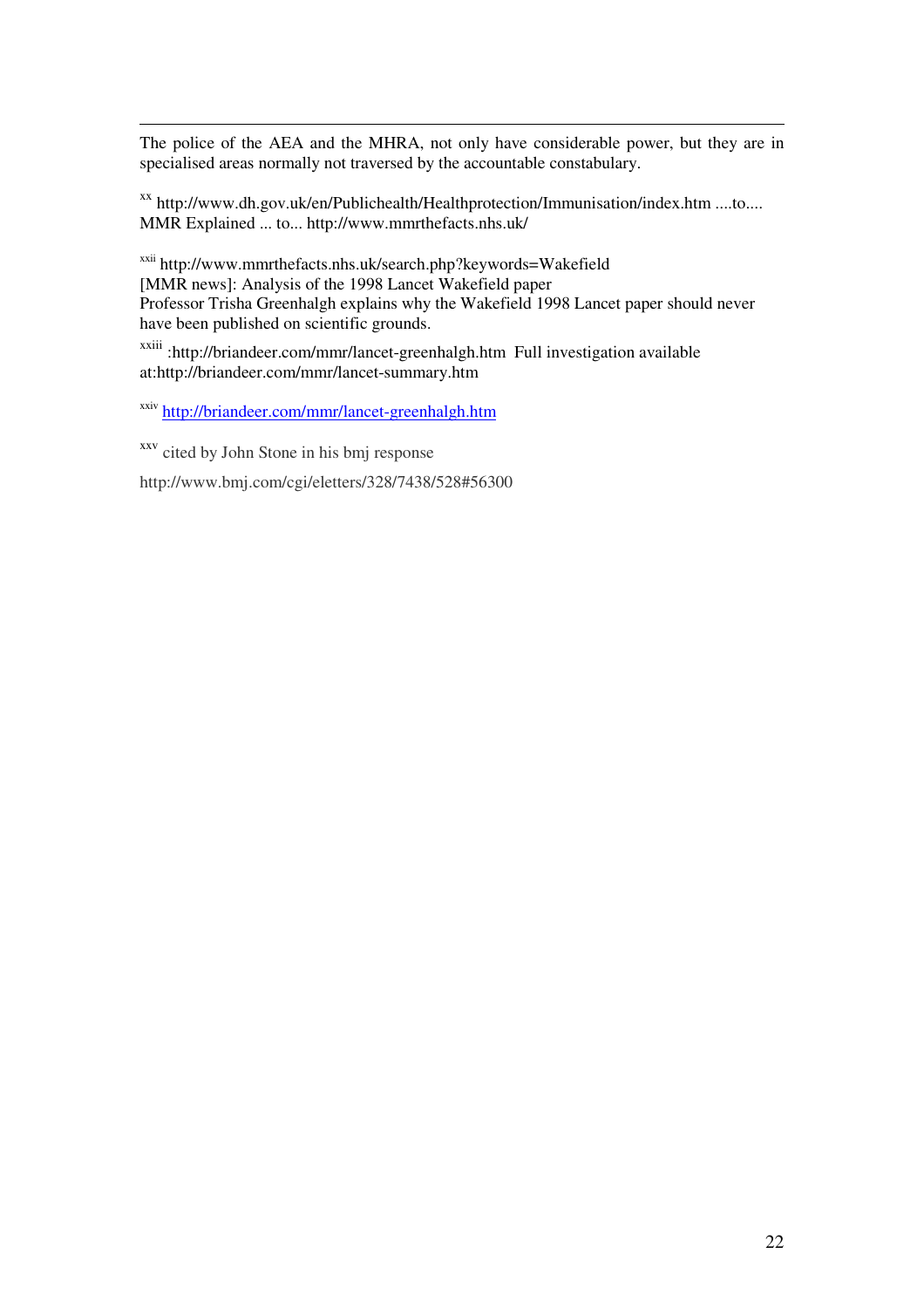The police of the AEA and the MHRA, not only have considerable power, but they are in specialised areas normally not traversed by the accountable constabulary.

[xx] http://www.dh.gov.uk/en/Publichealth/Healthprotection/Immunisation/index.htm ....to.... MMR Explained ... to... http://www.mmrthefacts.nhs.uk/

[xxii] http://www.mmrthefacts.nhs.uk/search.php?keywords=Wakefield
[MMR news]: Analysis of the 1998 Lancet Wakefield paper
Professor Trisha Greenhalgh explains why the Wakefield 1998 Lancet paper should never have been published on scientific grounds.

[xxiii] :http://briandeer.com/mmr/lancet-greenhalgh.htm Full investigation available at:http://briandeer.com/mmr/lancet-summary.htm

[xxiv] http://briandeer.com/mmr/lancet-greenhalgh.htm

[xxv] cited by John Stone in his bmj response

http://www.bmj.com/cgi/eletters/328/7438/528#56300